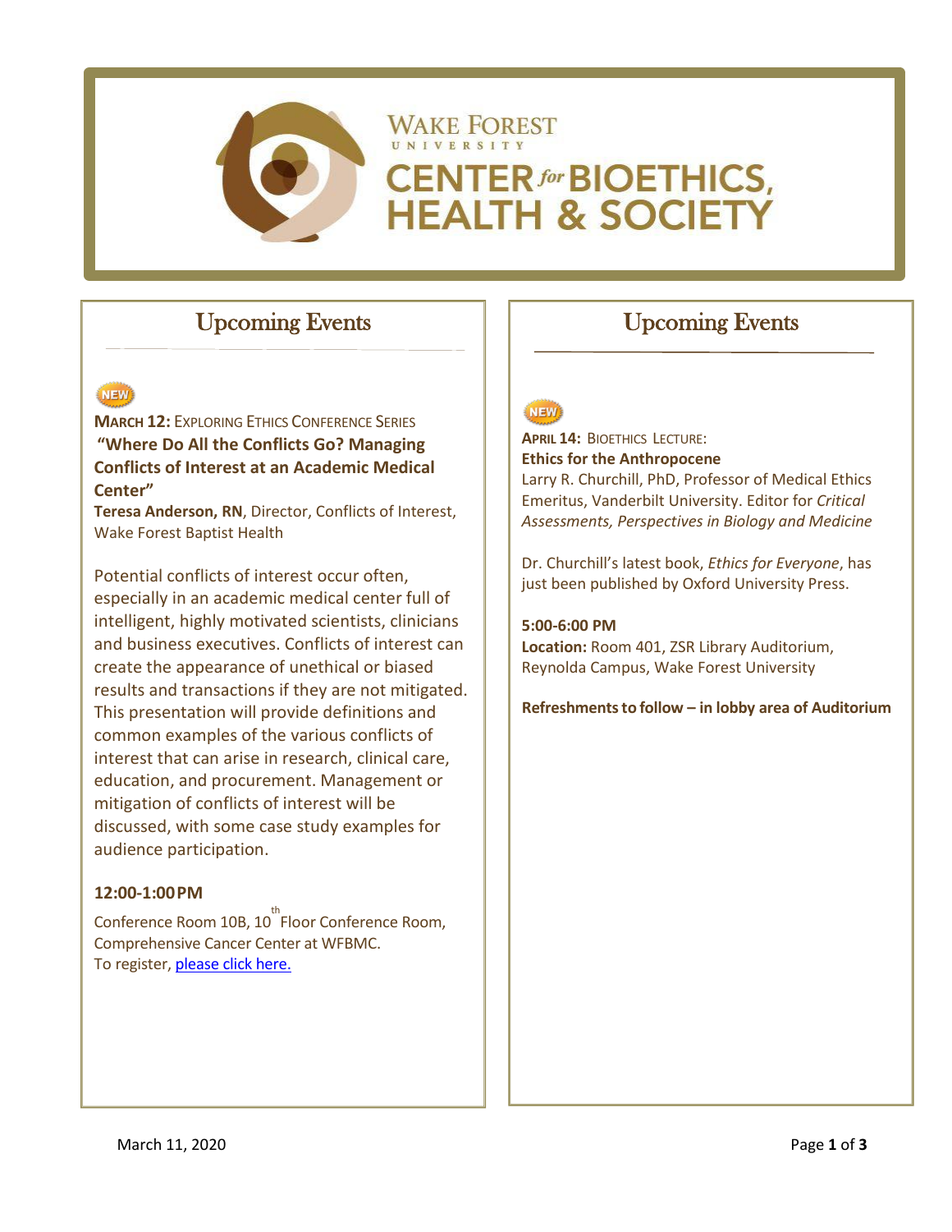# WAKE FOREST UNIVERSITY CENTER *for* BIOETHICS, HEALTH & SOCIETY

## Upcoming Events

NEW

**MARCH 12:** EXPLORING ETHICS CONFERENCE SERIES
**"Where Do All the Conflicts Go? Managing Conflicts of Interest at an Academic Medical Center"**
**Teresa Anderson, RN**, Director, Conflicts of Interest, Wake Forest Baptist Health

Potential conflicts of interest occur often, especially in an academic medical center full of intelligent, highly motivated scientists, clinicians and business executives. Conflicts of interest can create the appearance of unethical or biased results and transactions if they are not mitigated. This presentation will provide definitions and common examples of the various conflicts of interest that can arise in research, clinical care, education, and procurement. Management or mitigation of conflicts of interest will be discussed, with some case study examples for audience participation.

**12:00-1:00 PM**

Conference Room 10B, 10th Floor Conference Room, Comprehensive Cancer Center at WFBMC.
To register, please click here.

## Upcoming Events

NEW

**APRIL 14:** BIOETHICS LECTURE:
**Ethics for the Anthropocene**
Larry R. Churchill, PhD, Professor of Medical Ethics Emeritus, Vanderbilt University. Editor for *Critical Assessments, Perspectives in Biology and Medicine*

Dr. Churchill's latest book, *Ethics for Everyone*, has just been published by Oxford University Press.

**5:00-6:00 PM**
**Location:** Room 401, ZSR Library Auditorium, Reynolda Campus, Wake Forest University

**Refreshments to follow – in lobby area of Auditorium**

March 11, 2020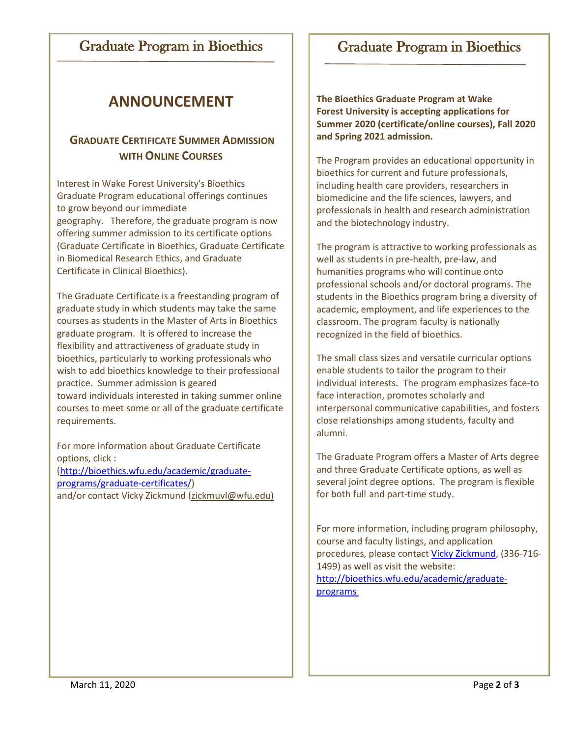## Graduate Program in Bioethics

# ANNOUNCEMENT

### GRADUATE CERTIFICATE SUMMER ADMISSION WITH ONLINE COURSES

Interest in Wake Forest University's Bioethics Graduate Program educational offerings continues to grow beyond our immediate geography. Therefore, the graduate program is now offering summer admission to its certificate options (Graduate Certificate in Bioethics, Graduate Certificate in Biomedical Research Ethics, and Graduate Certificate in Clinical Bioethics).

The Graduate Certificate is a freestanding program of graduate study in which students may take the same courses as students in the Master of Arts in Bioethics graduate program. It is offered to increase the flexibility and attractiveness of graduate study in bioethics, particularly to working professionals who wish to add bioethics knowledge to their professional practice. Summer admission is geared toward individuals interested in taking summer online courses to meet some or all of the graduate certificate requirements.

For more information about Graduate Certificate options, click : (http://bioethics.wfu.edu/academic/graduate-programs/graduate-certificates/) and/or contact Vicky Zickmund (zickmuvl@wfu.edu)

## Graduate Program in Bioethics

**The Bioethics Graduate Program at Wake Forest University is accepting applications for Summer 2020 (certificate/online courses), Fall 2020 and Spring 2021 admission.**

The Program provides an educational opportunity in bioethics for current and future professionals, including health care providers, researchers in biomedicine and the life sciences, lawyers, and professionals in health and research administration and the biotechnology industry.

The program is attractive to working professionals as well as students in pre-health, pre-law, and humanities programs who will continue onto professional schools and/or doctoral programs. The students in the Bioethics program bring a diversity of academic, employment, and life experiences to the classroom. The program faculty is nationally recognized in the field of bioethics.

The small class sizes and versatile curricular options enable students to tailor the program to their individual interests. The program emphasizes face-to face interaction, promotes scholarly and interpersonal communicative capabilities, and fosters close relationships among students, faculty and alumni.

The Graduate Program offers a Master of Arts degree and three Graduate Certificate options, as well as several joint degree options. The program is flexible for both full and part-time study.

For more information, including program philosophy, course and faculty listings, and application procedures, please contact Vicky Zickmund, (336-716-1499) as well as visit the website: http://bioethics.wfu.edu/academic/graduate-programs

March 11, 2020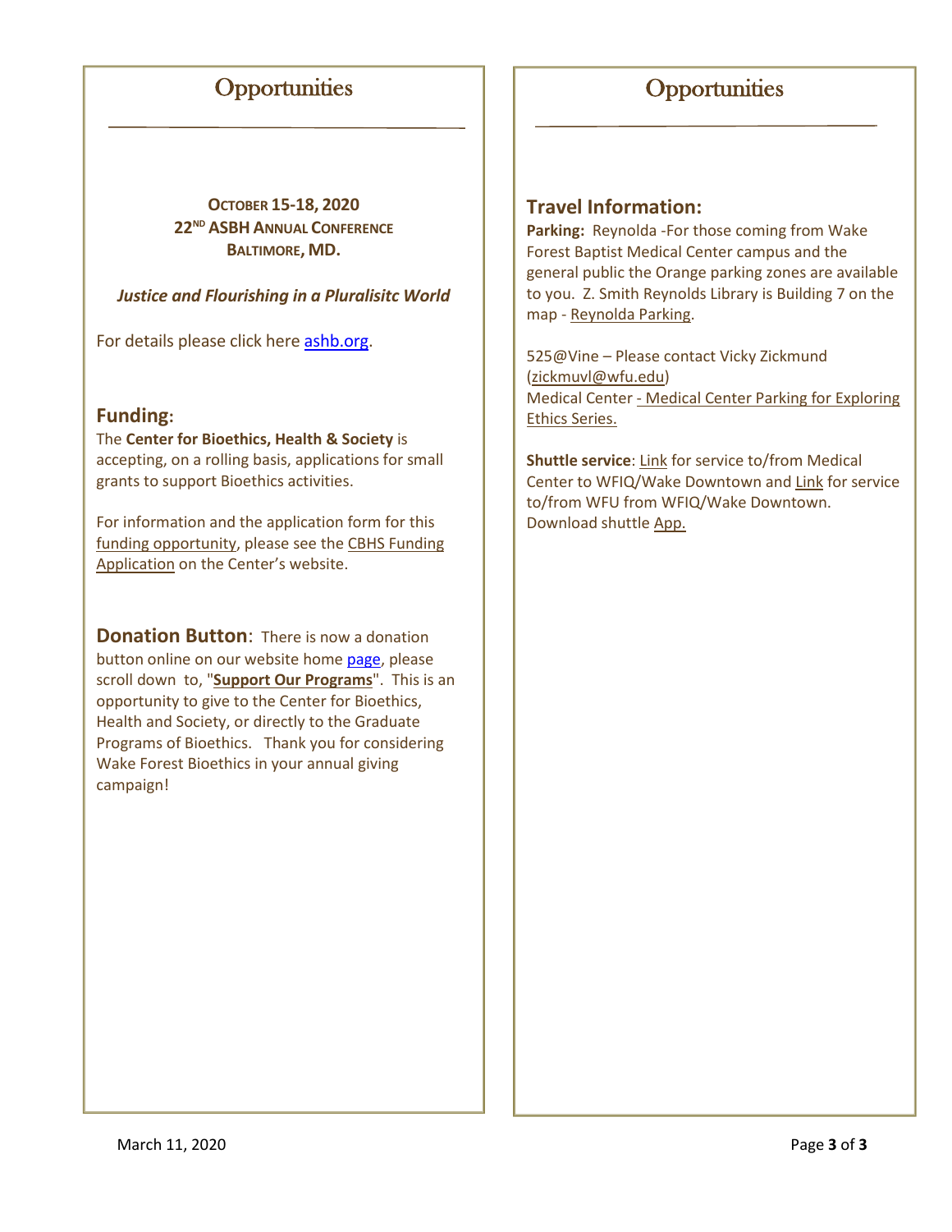# Opportunities

**OCTOBER 15-18, 2020**
**22[ND] ASBH ANNUAL CONFERENCE**
**BALTIMORE, MD.**

***Justice and Flourishing in a Pluralisitc World***

For details please click here ashb.org.

## Funding:

The **Center for Bioethics, Health & Society** is accepting, on a rolling basis, applications for small grants to support Bioethics activities.

For information and the application form for this funding opportunity, please see the CBHS Funding Application on the Center's website.

**Donation Button**: There is now a donation button online on our website home page, please scroll down to, "**Support Our Programs**". This is an opportunity to give to the Center for Bioethics, Health and Society, or directly to the Graduate Programs of Bioethics. Thank you for considering Wake Forest Bioethics in your annual giving campaign!

# Opportunities

## Travel Information:

**Parking:** Reynolda -For those coming from Wake Forest Baptist Medical Center campus and the general public the Orange parking zones are available to you. Z. Smith Reynolds Library is Building 7 on the map - Reynolda Parking.

525@Vine – Please contact Vicky Zickmund (zickmuvl@wfu.edu)
Medical Center - Medical Center Parking for Exploring Ethics Series.

**Shuttle service**: Link for service to/from Medical Center to WFIQ/Wake Downtown and Link for service to/from WFU from WFIQ/Wake Downtown. Download shuttle App.

March 11, 2020